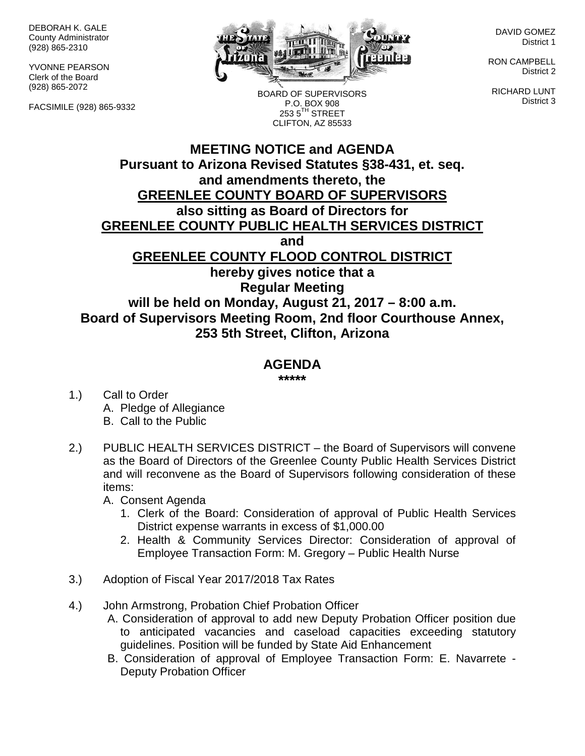DEBORAH K. GALE
County Administrator
(928) 865-2310

YVONNE PEARSON
Clerk of the Board
(928) 865-2072

FACSIMILE (928) 865-9332

BOARD OF SUPERVISORS
P.O. BOX 908
253 5$^{TH}$ STREET
CLIFTON, AZ 85533

DAVID GOMEZ
District 1

RON CAMPBELL
District 2

RICHARD LUNT
District 3

**MEETING NOTICE and AGENDA**
**Pursuant to Arizona Revised Statutes §38-431, et. seq.**
**and amendments thereto, the**
**GREENLEE COUNTY BOARD OF SUPERVISORS**
**also sitting as Board of Directors for**
**GREENLEE COUNTY PUBLIC HEALTH SERVICES DISTRICT**
**and**
**GREENLEE COUNTY FLOOD CONTROL DISTRICT**
**hereby gives notice that a**
**Regular Meeting**
**will be held on Monday, August 21, 2017 – 8:00 a.m.**
**Board of Supervisors Meeting Room, 2nd floor Courthouse Annex,**
**253 5th Street, Clifton, Arizona**

## AGENDA

**\*\*\*\*\***

1.) Call to Order
   A. Pledge of Allegiance
   B. Call to the Public

2.) PUBLIC HEALTH SERVICES DISTRICT – the Board of Supervisors will convene as the Board of Directors of the Greenlee County Public Health Services District and will reconvene as the Board of Supervisors following consideration of these items:
   A. Consent Agenda
      1. Clerk of the Board: Consideration of approval of Public Health Services District expense warrants in excess of $1,000.00
      2. Health & Community Services Director: Consideration of approval of Employee Transaction Form: M. Gregory – Public Health Nurse

3.) Adoption of Fiscal Year 2017/2018 Tax Rates

4.) John Armstrong, Probation Chief Probation Officer
   A. Consideration of approval to add new Deputy Probation Officer position due to anticipated vacancies and caseload capacities exceeding statutory guidelines. Position will be funded by State Aid Enhancement
   B. Consideration of approval of Employee Transaction Form: E. Navarrete - Deputy Probation Officer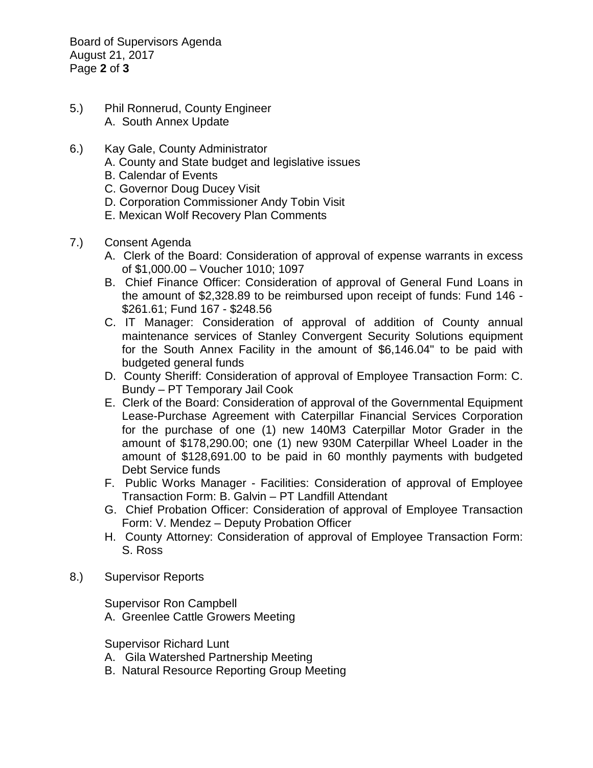5.) Phil Ronnerud, County Engineer
   A. South Annex Update

6.) Kay Gale, County Administrator
   A. County and State budget and legislative issues
   B. Calendar of Events
   C. Governor Doug Ducey Visit
   D. Corporation Commissioner Andy Tobin Visit
   E. Mexican Wolf Recovery Plan Comments

7.) Consent Agenda
   A. Clerk of the Board: Consideration of approval of expense warrants in excess of $1,000.00 – Voucher 1010; 1097
   B. Chief Finance Officer: Consideration of approval of General Fund Loans in the amount of $2,328.89 to be reimbursed upon receipt of funds: Fund 146 - $261.61; Fund 167 - $248.56
   C. IT Manager: Consideration of approval of addition of County annual maintenance services of Stanley Convergent Security Solutions equipment for the South Annex Facility in the amount of $6,146.04" to be paid with budgeted general funds
   D. County Sheriff: Consideration of approval of Employee Transaction Form: C. Bundy – PT Temporary Jail Cook
   E. Clerk of the Board: Consideration of approval of the Governmental Equipment Lease-Purchase Agreement with Caterpillar Financial Services Corporation for the purchase of one (1) new 140M3 Caterpillar Motor Grader in the amount of $178,290.00; one (1) new 930M Caterpillar Wheel Loader in the amount of $128,691.00 to be paid in 60 monthly payments with budgeted Debt Service funds
   F. Public Works Manager - Facilities: Consideration of approval of Employee Transaction Form: B. Galvin – PT Landfill Attendant
   G. Chief Probation Officer: Consideration of approval of Employee Transaction Form: V. Mendez – Deputy Probation Officer
   H. County Attorney: Consideration of approval of Employee Transaction Form: S. Ross

8.) Supervisor Reports

   Supervisor Ron Campbell
   A. Greenlee Cattle Growers Meeting

   Supervisor Richard Lunt
   A. Gila Watershed Partnership Meeting
   B. Natural Resource Reporting Group Meeting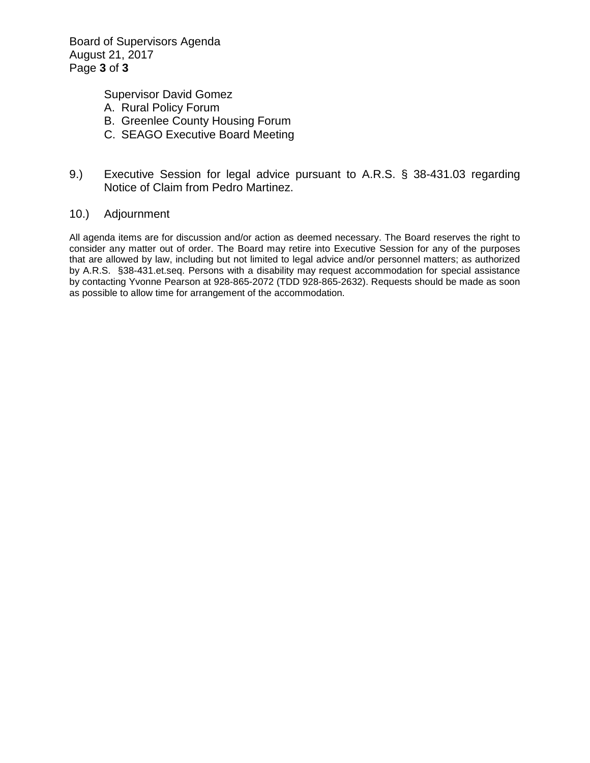Supervisor David Gomez

A. Rural Policy Forum
B. Greenlee County Housing Forum
C. SEAGO Executive Board Meeting

9.) Executive Session for legal advice pursuant to A.R.S. § 38-431.03 regarding Notice of Claim from Pedro Martinez.

10.) Adjournment

All agenda items are for discussion and/or action as deemed necessary. The Board reserves the right to consider any matter out of order. The Board may retire into Executive Session for any of the purposes that are allowed by law, including but not limited to legal advice and/or personnel matters; as authorized by A.R.S. §38-431.et.seq. Persons with a disability may request accommodation for special assistance by contacting Yvonne Pearson at 928-865-2072 (TDD 928-865-2632). Requests should be made as soon as possible to allow time for arrangement of the accommodation.